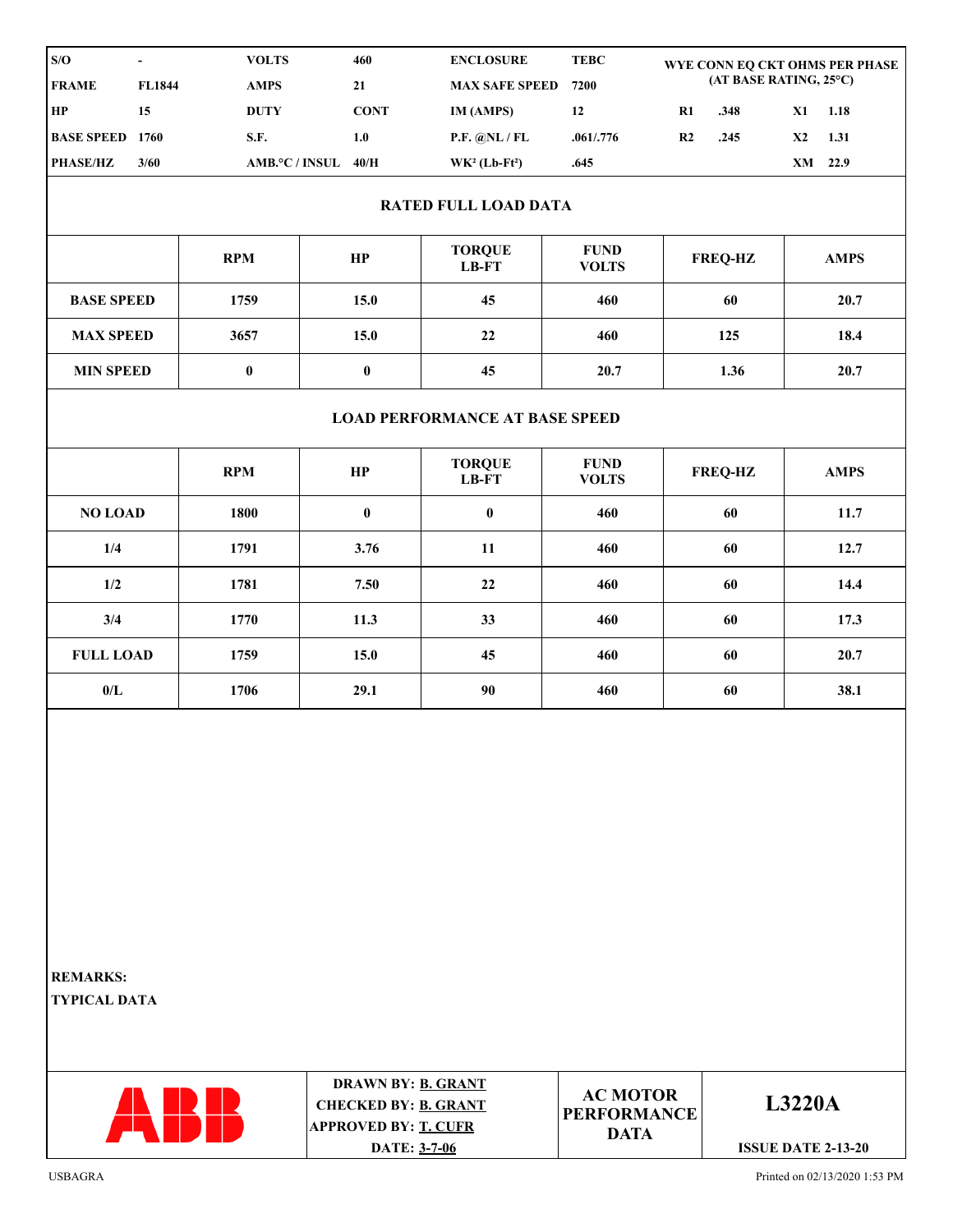| S/O | - | VOLTS | 460 | ENCLOSURE | TEBC | WYE CONN EQ CKT OHMS PER PHASE (AT BASE RATING, 25°C) | | | |
|---|---|---|---|---|---|---|---|---|---|
| FRAME | FL1844 | AMPS | 21 | MAX SAFE SPEED | 7200 | | | | |
| HP | 15 | DUTY | CONT | IM (AMPS) | 12 | R1 | .348 | X1 | 1.18 |
| BASE SPEED | 1760 | S.F. | 1.0 | P.F. @NL / FL | .061/.776 | R2 | .245 | X2 | 1.31 |
| PHASE/HZ | 3/60 | AMB.°C / INSUL | 40/H | $WK^2$ ($Lb\text{-}Ft^2$) | .645 | | | XM | 22.9 |

## RATED FULL LOAD DATA

| | RPM | HP | TORQUE LB-FT | FUND VOLTS | FREQ-HZ | AMPS |
|---|---|---|---|---|---|---|
| BASE SPEED | 1759 | 15.0 | 45 | 460 | 60 | 20.7 |
| MAX SPEED | 3657 | 15.0 | 22 | 460 | 125 | 18.4 |
| MIN SPEED | 0 | 0 | 45 | 20.7 | 1.36 | 20.7 |

## LOAD PERFORMANCE AT BASE SPEED

| | RPM | HP | TORQUE LB-FT | FUND VOLTS | FREQ-HZ | AMPS |
|---|---|---|---|---|---|---|
| NO LOAD | 1800 | 0 | 0 | 460 | 60 | 11.7 |
| 1/4 | 1791 | 3.76 | 11 | 460 | 60 | 12.7 |
| 1/2 | 1781 | 7.50 | 22 | 460 | 60 | 14.4 |
| 3/4 | 1770 | 11.3 | 33 | 460 | 60 | 17.3 |
| FULL LOAD | 1759 | 15.0 | 45 | 460 | 60 | 20.7 |
| 0/L | 1706 | 29.1 | 90 | 460 | 60 | 38.1 |

**REMARKS:**

**TYPICAL DATA**

ABB

DRAWN BY: B. GRANT
CHECKED BY: B. GRANT
APPROVED BY: T. CUFR
DATE: 3-7-06

**AC MOTOR PERFORMANCE DATA**

**L3220A**

ISSUE DATE 2-13-20

USBAGRA

Printed on 02/13/2020 1:53 PM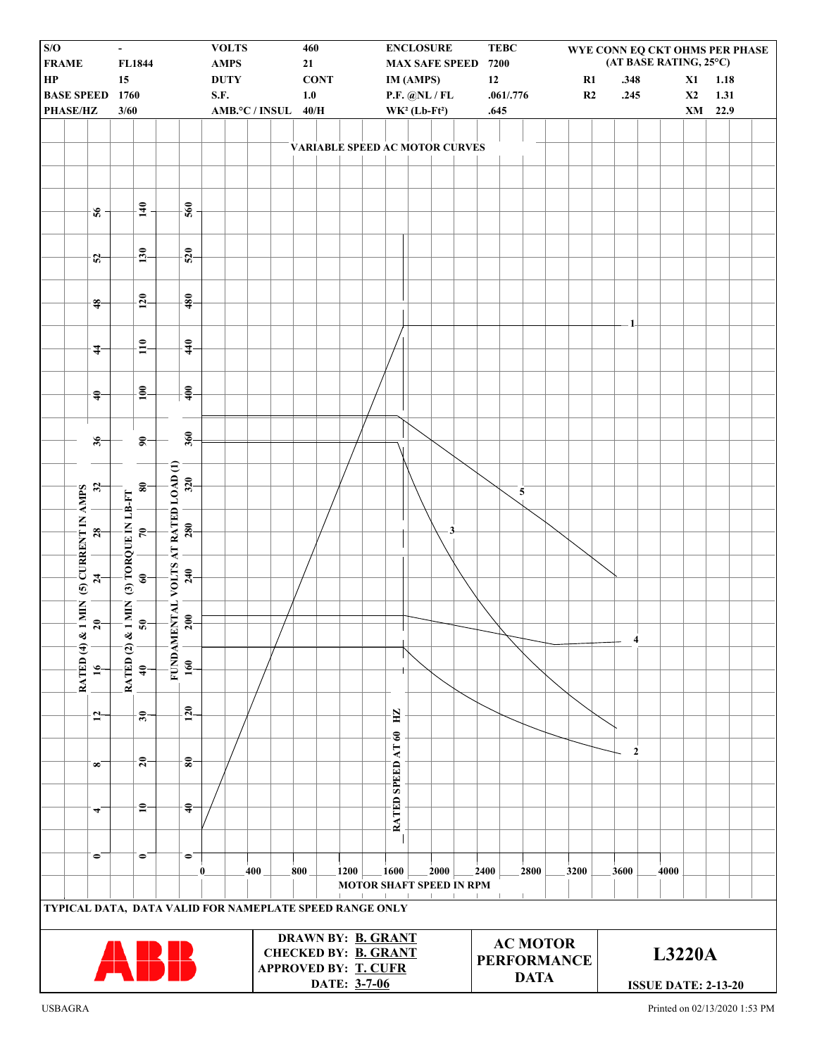| S/O | - | VOLTS | 460 | ENCLOSURE | TEBC | WYE CONN EQ CKT OHMS PER PHASE (AT BASE RATING, 25°C) | | | |
|---|---|---|---|---|---|---|---|---|---|
| FRAME | FL1844 | AMPS | 21 | MAX SAFE SPEED | 7200 | | | | |
| HP | 15 | DUTY | CONT | IM (AMPS) | 12 | R1 | .348 | X1 | 1.18 |
| BASE SPEED | 1760 | S.F. | 1.0 | P.F. @NL / FL | .061/.776 | R2 | .245 | X2 | 1.31 |
| PHASE/HZ | 3/60 | AMB.°C / INSUL | 40/H | WK² (Lb-Ft²) | .645 | | | XM | 22.9 |

## VARIABLE SPEED AC MOTOR CURVES

RATED (4) & 1 MIN (5) CURRENT IN AMPS: 0, 4, 8, 12, 16, 20, 24, 28, 32, 36, 40, 44, 48, 52, 56

RATED (2) & 1 MIN (3) TORQUE IN LB-FT: 0, 10, 20, 30, 40, 50, 60, 70, 80, 90, 100, 110, 120, 130, 140

FUNDAMENTAL VOLTS AT RATED LOAD (1): 0, 40, 80, 120, 160, 200, 240, 280, 320, 360, 400, 440, 480, 520, 560

RATED SPEED AT 60 HZ

Curves: 1, 2, 3, 4, 5

MOTOR SHAFT SPEED IN RPM: 0, 400, 800, 1200, 1600, 2000, 2400, 2800, 3200, 3600, 4000

TYPICAL DATA, DATA VALID FOR NAMEPLATE SPEED RANGE ONLY

ABB

DRAWN BY: B. GRANT
CHECKED BY: B. GRANT
APPROVED BY: T. CUFR
DATE: 3-7-06

AC MOTOR PERFORMANCE DATA

L3220A

ISSUE DATE: 2-13-20

USBAGRA

Printed on 02/13/2020 1:53 PM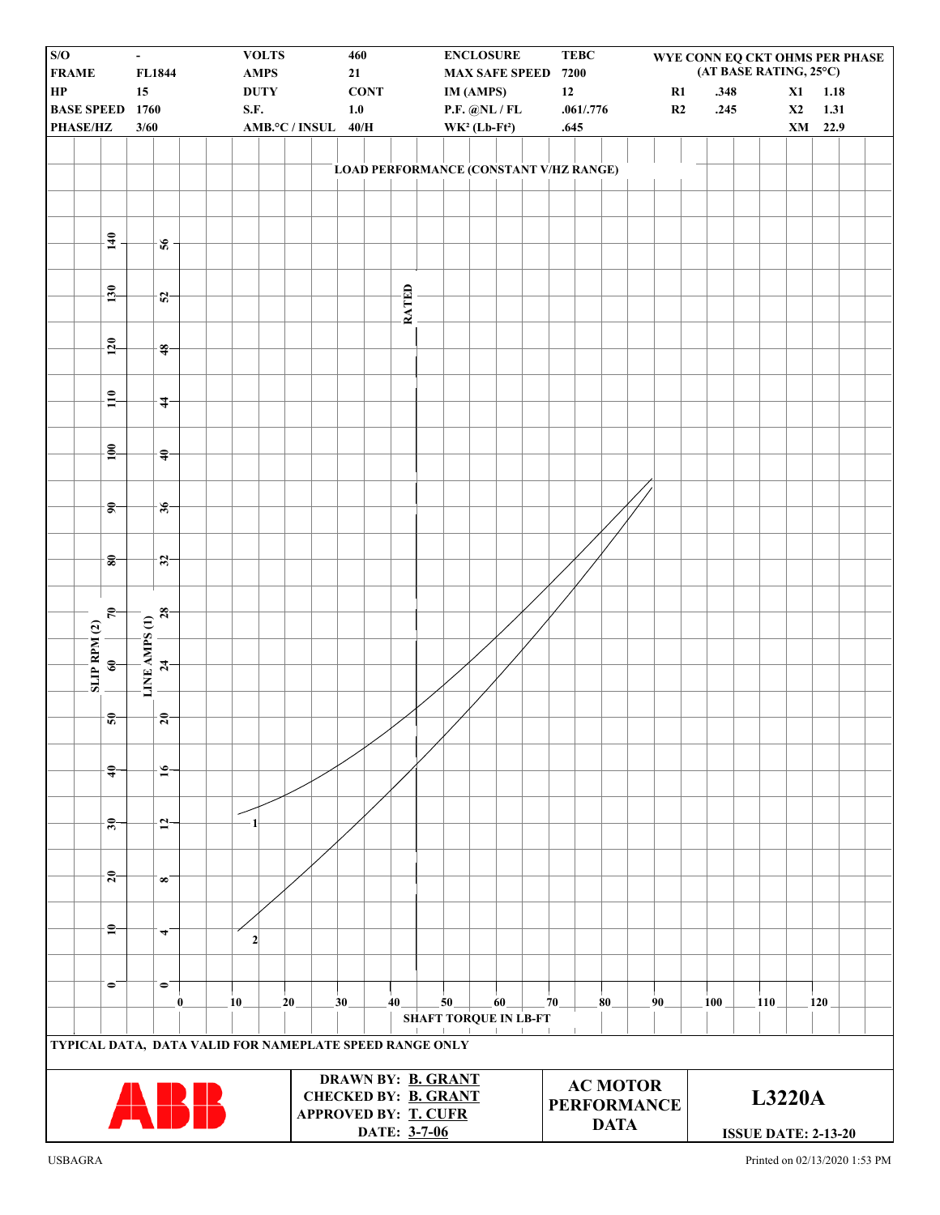| | | | | | | | | | | | |
|---|---|---|---|---|---|---|---|---|---|---|---|
| S/O | - | VOLTS | 460 | ENCLOSURE | TEBC | WYE CONN EQ CKT OHMS PER PHASE (AT BASE RATING, 25°C) | | | |
| FRAME | FL1844 | AMPS | 21 | MAX SAFE SPEED | 7200 | | | | |
| HP | 15 | DUTY | CONT | IM (AMPS) | 12 | R1 | .348 | X1 | 1.18 |
| BASE SPEED | 1760 | S.F. | 1.0 | P.F. @NL / FL | .061/.776 | R2 | .245 | X2 | 1.31 |
| PHASE/HZ | 3/60 | AMB.°C / INSUL | 40/H | WK² (Lb-Ft²) | .645 | | | XM | 22.9 |

LOAD PERFORMANCE (CONSTANT V/HZ RANGE)

SLIP RPM (2)

0 10 20 30 40 50 60 70 80 90 100 110 120 130 140

LINE AMPS (1)

0 4 8 12 16 20 24 28 32 36 40 44 48 52 56

RATED

1

2

0 10 20 30 40 50 60 70 80 90 100 110 120

SHAFT TORQUE IN LB-FT

TYPICAL DATA, DATA VALID FOR NAMEPLATE SPEED RANGE ONLY

ABB

DRAWN BY: B. GRANT
CHECKED BY: B. GRANT
APPROVED BY: T. CUFR
DATE: 3-7-06

AC MOTOR PERFORMANCE DATA

L3220A

ISSUE DATE: 2-13-20

USBAGRA

Printed on 02/13/2020 1:53 PM